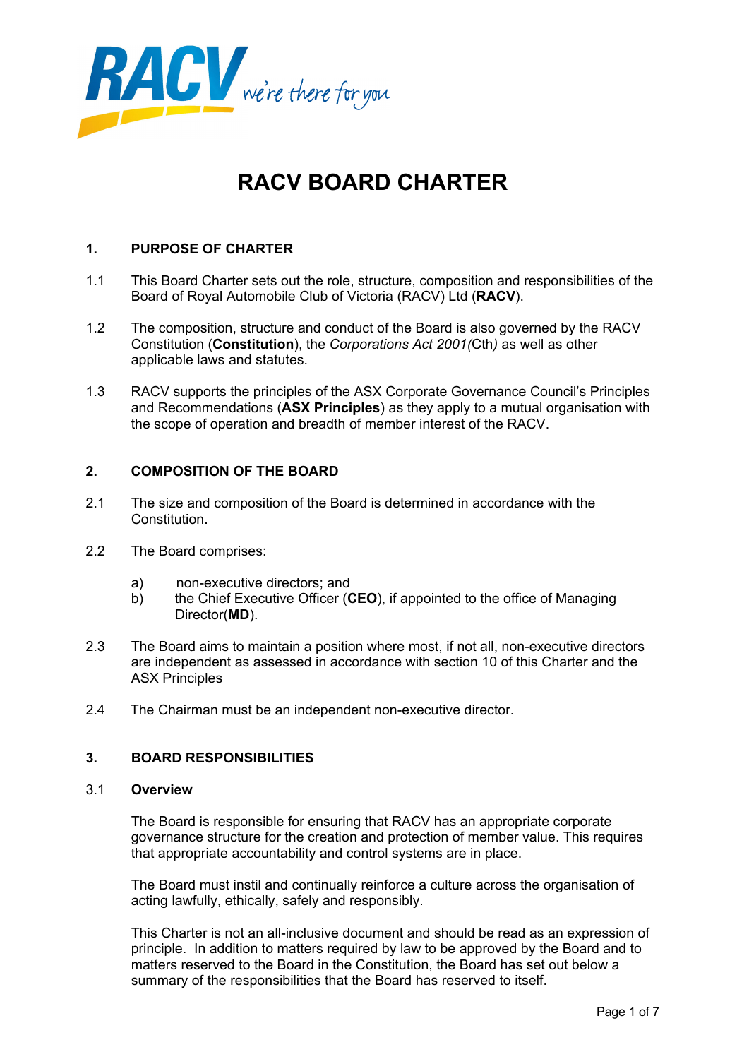# RACV BOARD CHARTER

## 1. PURPOSE OF CHARTER

1.1 This Board Charter sets out the role, structure, composition and responsibilities of the Board of Royal Automobile Club of Victoria (RACV) Ltd (**RACV**).

1.2 The composition, structure and conduct of the Board is also governed by the RACV Constitution (**Constitution**), the *Corporations Act 2001(*Cth*)* as well as other applicable laws and statutes.

1.3 RACV supports the principles of the ASX Corporate Governance Council's Principles and Recommendations (**ASX Principles**) as they apply to a mutual organisation with the scope of operation and breadth of member interest of the RACV.

## 2. COMPOSITION OF THE BOARD

2.1 The size and composition of the Board is determined in accordance with the Constitution.

2.2 The Board comprises:

a) non-executive directors; and
b) the Chief Executive Officer (**CEO**), if appointed to the office of Managing Director(**MD**).

2.3 The Board aims to maintain a position where most, if not all, non-executive directors are independent as assessed in accordance with section 10 of this Charter and the ASX Principles

2.4 The Chairman must be an independent non-executive director.

## 3. BOARD RESPONSIBILITIES

### 3.1 Overview

The Board is responsible for ensuring that RACV has an appropriate corporate governance structure for the creation and protection of member value. This requires that appropriate accountability and control systems are in place.

The Board must instil and continually reinforce a culture across the organisation of acting lawfully, ethically, safely and responsibly.

This Charter is not an all-inclusive document and should be read as an expression of principle. In addition to matters required by law to be approved by the Board and to matters reserved to the Board in the Constitution, the Board has set out below a summary of the responsibilities that the Board has reserved to itself.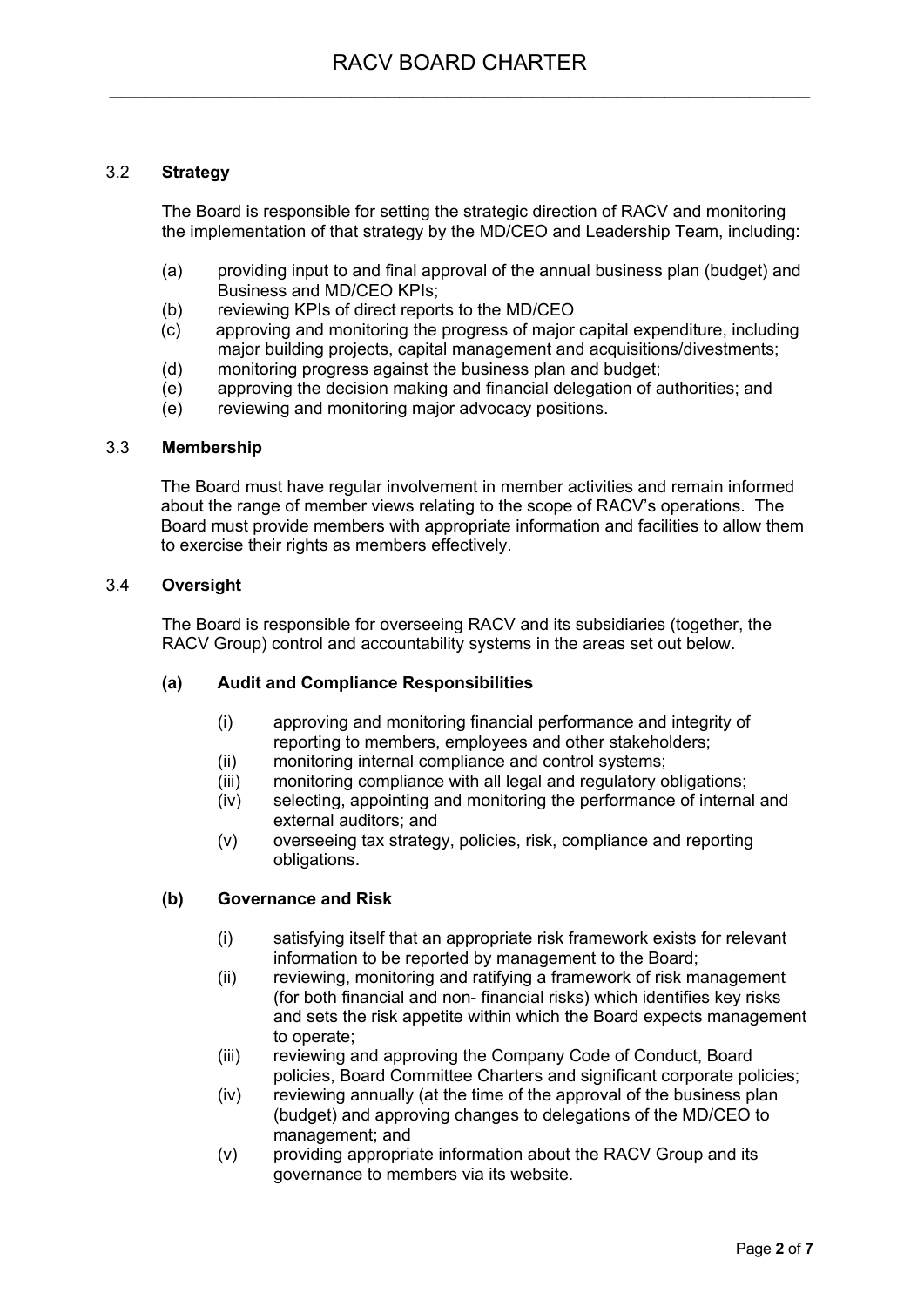### 3.2 **Strategy**

The Board is responsible for setting the strategic direction of RACV and monitoring the implementation of that strategy by the MD/CEO and Leadership Team, including:

(a) providing input to and final approval of the annual business plan (budget) and Business and MD/CEO KPIs;
(b) reviewing KPIs of direct reports to the MD/CEO
(c) approving and monitoring the progress of major capital expenditure, including major building projects, capital management and acquisitions/divestments;
(d) monitoring progress against the business plan and budget;
(e) approving the decision making and financial delegation of authorities; and
(e) reviewing and monitoring major advocacy positions.

### 3.3 **Membership**

The Board must have regular involvement in member activities and remain informed about the range of member views relating to the scope of RACV's operations. The Board must provide members with appropriate information and facilities to allow them to exercise their rights as members effectively.

### 3.4 **Oversight**

The Board is responsible for overseeing RACV and its subsidiaries (together, the RACV Group) control and accountability systems in the areas set out below.

#### **(a) Audit and Compliance Responsibilities**

(i) approving and monitoring financial performance and integrity of reporting to members, employees and other stakeholders;
(ii) monitoring internal compliance and control systems;
(iii) monitoring compliance with all legal and regulatory obligations;
(iv) selecting, appointing and monitoring the performance of internal and external auditors; and
(v) overseeing tax strategy, policies, risk, compliance and reporting obligations.

#### **(b) Governance and Risk**

(i) satisfying itself that an appropriate risk framework exists for relevant information to be reported by management to the Board;
(ii) reviewing, monitoring and ratifying a framework of risk management (for both financial and non- financial risks) which identifies key risks and sets the risk appetite within which the Board expects management to operate;
(iii) reviewing and approving the Company Code of Conduct, Board policies, Board Committee Charters and significant corporate policies;
(iv) reviewing annually (at the time of the approval of the business plan (budget) and approving changes to delegations of the MD/CEO to management; and
(v) providing appropriate information about the RACV Group and its governance to members via its website.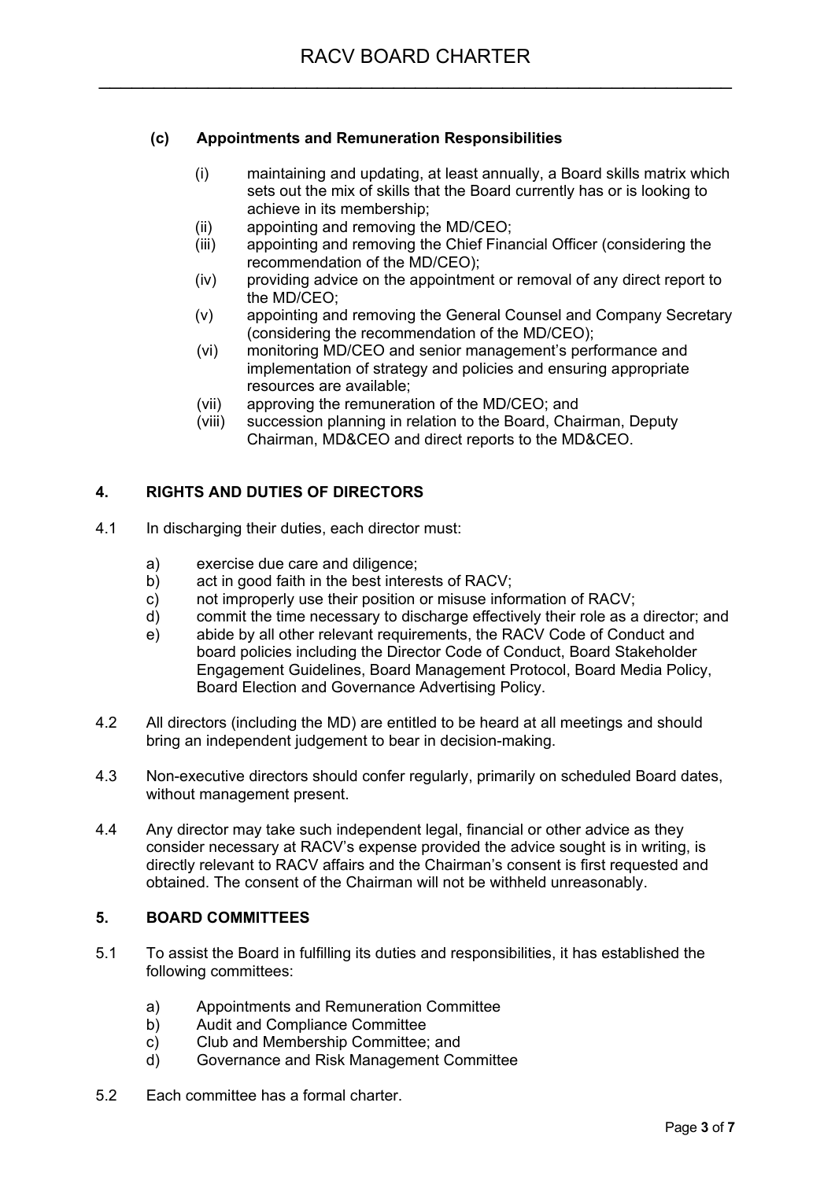**(c) Appointments and Remuneration Responsibilities**

(i) maintaining and updating, at least annually, a Board skills matrix which sets out the mix of skills that the Board currently has or is looking to achieve in its membership;
(ii) appointing and removing the MD/CEO;
(iii) appointing and removing the Chief Financial Officer (considering the recommendation of the MD/CEO);
(iv) providing advice on the appointment or removal of any direct report to the MD/CEO;
(v) appointing and removing the General Counsel and Company Secretary (considering the recommendation of the MD/CEO);
(vi) monitoring MD/CEO and senior management's performance and implementation of strategy and policies and ensuring appropriate resources are available;
(vii) approving the remuneration of the MD/CEO; and
(viii) succession planning in relation to the Board, Chairman, Deputy Chairman, MD&CEO and direct reports to the MD&CEO.

## 4. RIGHTS AND DUTIES OF DIRECTORS

4.1 In discharging their duties, each director must:

a) exercise due care and diligence;
b) act in good faith in the best interests of RACV;
c) not improperly use their position or misuse information of RACV;
d) commit the time necessary to discharge effectively their role as a director; and
e) abide by all other relevant requirements, the RACV Code of Conduct and board policies including the Director Code of Conduct, Board Stakeholder Engagement Guidelines, Board Management Protocol, Board Media Policy, Board Election and Governance Advertising Policy.

4.2 All directors (including the MD) are entitled to be heard at all meetings and should bring an independent judgement to bear in decision-making.

4.3 Non-executive directors should confer regularly, primarily on scheduled Board dates, without management present.

4.4 Any director may take such independent legal, financial or other advice as they consider necessary at RACV's expense provided the advice sought is in writing, is directly relevant to RACV affairs and the Chairman's consent is first requested and obtained. The consent of the Chairman will not be withheld unreasonably.

## 5. BOARD COMMITTEES

5.1 To assist the Board in fulfilling its duties and responsibilities, it has established the following committees:

a) Appointments and Remuneration Committee
b) Audit and Compliance Committee
c) Club and Membership Committee; and
d) Governance and Risk Management Committee

5.2 Each committee has a formal charter.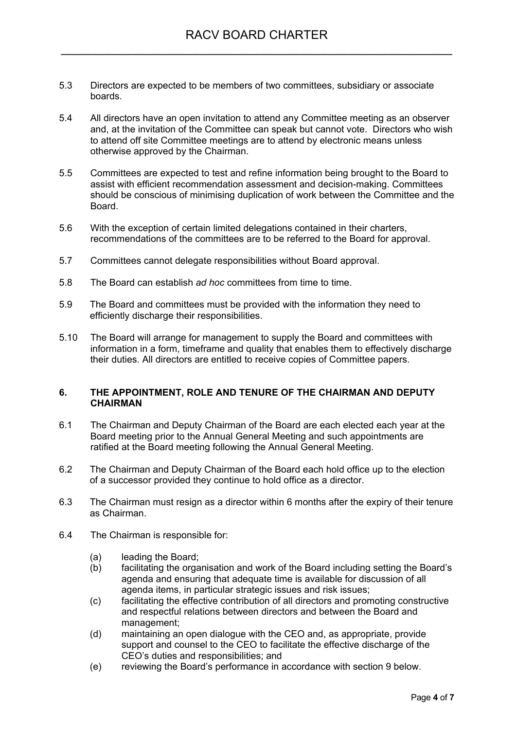5.3 Directors are expected to be members of two committees, subsidiary or associate boards.

5.4 All directors have an open invitation to attend any Committee meeting as an observer and, at the invitation of the Committee can speak but cannot vote. Directors who wish to attend off site Committee meetings are to attend by electronic means unless otherwise approved by the Chairman.

5.5 Committees are expected to test and refine information being brought to the Board to assist with efficient recommendation assessment and decision-making. Committees should be conscious of minimising duplication of work between the Committee and the Board.

5.6 With the exception of certain limited delegations contained in their charters, recommendations of the committees are to be referred to the Board for approval.

5.7 Committees cannot delegate responsibilities without Board approval.

5.8 The Board can establish *ad hoc* committees from time to time.

5.9 The Board and committees must be provided with the information they need to efficiently discharge their responsibilities.

5.10 The Board will arrange for management to supply the Board and committees with information in a form, timeframe and quality that enables them to effectively discharge their duties. All directors are entitled to receive copies of Committee papers.

## 6. THE APPOINTMENT, ROLE AND TENURE OF THE CHAIRMAN AND DEPUTY CHAIRMAN

6.1 The Chairman and Deputy Chairman of the Board are each elected each year at the Board meeting prior to the Annual General Meeting and such appointments are ratified at the Board meeting following the Annual General Meeting.

6.2 The Chairman and Deputy Chairman of the Board each hold office up to the election of a successor provided they continue to hold office as a director.

6.3 The Chairman must resign as a director within 6 months after the expiry of their tenure as Chairman.

6.4 The Chairman is responsible for:

- (a) leading the Board;
- (b) facilitating the organisation and work of the Board including setting the Board's agenda and ensuring that adequate time is available for discussion of all agenda items, in particular strategic issues and risk issues;
- (c) facilitating the effective contribution of all directors and promoting constructive and respectful relations between directors and between the Board and management;
- (d) maintaining an open dialogue with the CEO and, as appropriate, provide support and counsel to the CEO to facilitate the effective discharge of the CEO's duties and responsibilities; and
- (e) reviewing the Board's performance in accordance with section 9 below.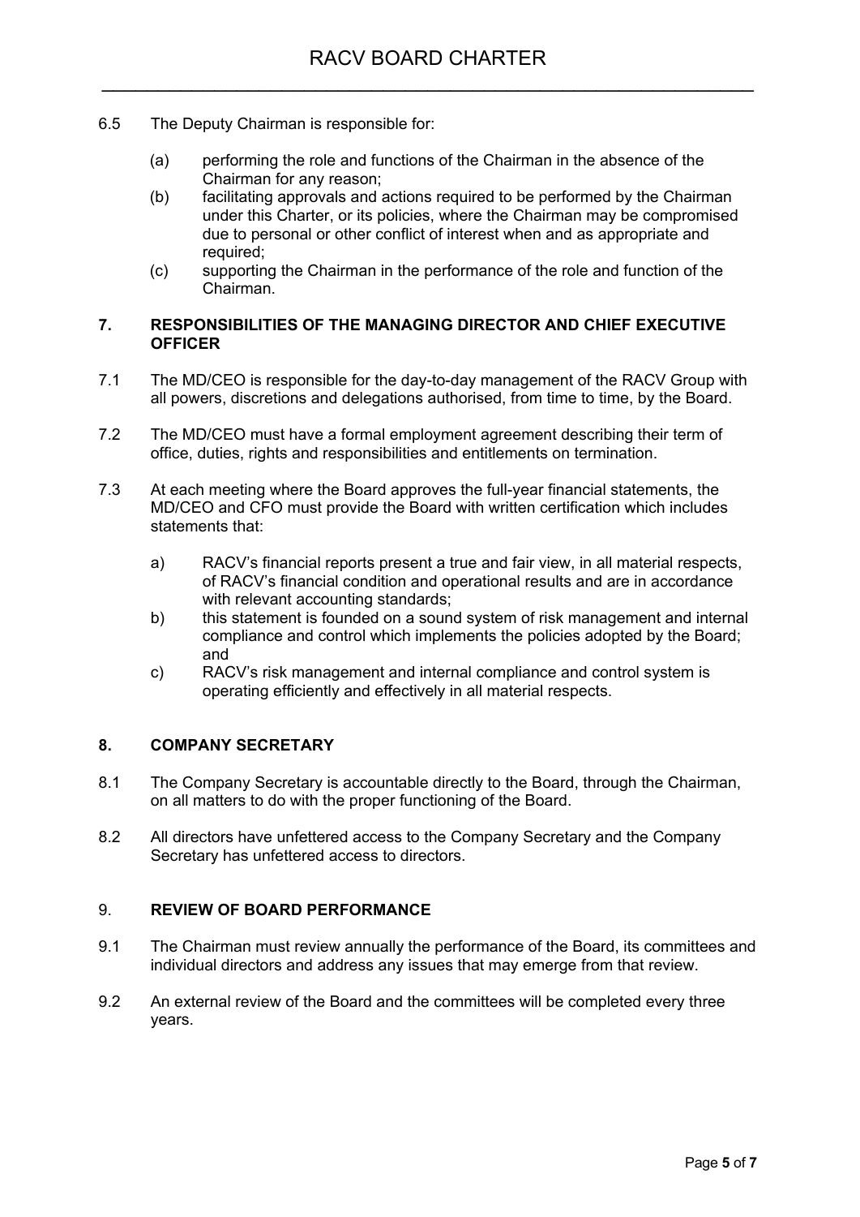6.5 The Deputy Chairman is responsible for:

(a) performing the role and functions of the Chairman in the absence of the Chairman for any reason;

(b) facilitating approvals and actions required to be performed by the Chairman under this Charter, or its policies, where the Chairman may be compromised due to personal or other conflict of interest when and as appropriate and required;

(c) supporting the Chairman in the performance of the role and function of the Chairman.

## 7. RESPONSIBILITIES OF THE MANAGING DIRECTOR AND CHIEF EXECUTIVE OFFICER

7.1 The MD/CEO is responsible for the day-to-day management of the RACV Group with all powers, discretions and delegations authorised, from time to time, by the Board.

7.2 The MD/CEO must have a formal employment agreement describing their term of office, duties, rights and responsibilities and entitlements on termination.

7.3 At each meeting where the Board approves the full-year financial statements, the MD/CEO and CFO must provide the Board with written certification which includes statements that:

a) RACV's financial reports present a true and fair view, in all material respects, of RACV's financial condition and operational results and are in accordance with relevant accounting standards;

b) this statement is founded on a sound system of risk management and internal compliance and control which implements the policies adopted by the Board; and

c) RACV's risk management and internal compliance and control system is operating efficiently and effectively in all material respects.

## 8. COMPANY SECRETARY

8.1 The Company Secretary is accountable directly to the Board, through the Chairman, on all matters to do with the proper functioning of the Board.

8.2 All directors have unfettered access to the Company Secretary and the Company Secretary has unfettered access to directors.

## 9. REVIEW OF BOARD PERFORMANCE

9.1 The Chairman must review annually the performance of the Board, its committees and individual directors and address any issues that may emerge from that review.

9.2 An external review of the Board and the committees will be completed every three years.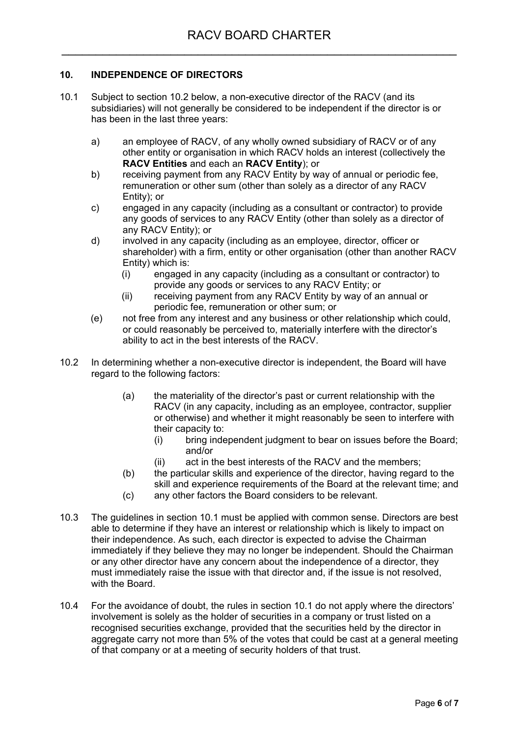## 10. INDEPENDENCE OF DIRECTORS

10.1 Subject to section 10.2 below, a non-executive director of the RACV (and its subsidiaries) will not generally be considered to be independent if the director is or has been in the last three years:

a) an employee of RACV, of any wholly owned subsidiary of RACV or of any other entity or organisation in which RACV holds an interest (collectively the **RACV Entities** and each an **RACV Entity**); or

b) receiving payment from any RACV Entity by way of annual or periodic fee, remuneration or other sum (other than solely as a director of any RACV Entity); or

c) engaged in any capacity (including as a consultant or contractor) to provide any goods of services to any RACV Entity (other than solely as a director of any RACV Entity); or

d) involved in any capacity (including as an employee, director, officer or shareholder) with a firm, entity or other organisation (other than another RACV Entity) which is:

   (i) engaged in any capacity (including as a consultant or contractor) to provide any goods or services to any RACV Entity; or

   (ii) receiving payment from any RACV Entity by way of an annual or periodic fee, remuneration or other sum; or

(e) not free from any interest and any business or other relationship which could, or could reasonably be perceived to, materially interfere with the director's ability to act in the best interests of the RACV.

10.2 In determining whether a non-executive director is independent, the Board will have regard to the following factors:

(a) the materiality of the director's past or current relationship with the RACV (in any capacity, including as an employee, contractor, supplier or otherwise) and whether it might reasonably be seen to interfere with their capacity to:

   (i) bring independent judgment to bear on issues before the Board; and/or

   (ii) act in the best interests of the RACV and the members;

(b) the particular skills and experience of the director, having regard to the skill and experience requirements of the Board at the relevant time; and

(c) any other factors the Board considers to be relevant.

10.3 The guidelines in section 10.1 must be applied with common sense. Directors are best able to determine if they have an interest or relationship which is likely to impact on their independence. As such, each director is expected to advise the Chairman immediately if they believe they may no longer be independent. Should the Chairman or any other director have any concern about the independence of a director, they must immediately raise the issue with that director and, if the issue is not resolved, with the Board.

10.4 For the avoidance of doubt, the rules in section 10.1 do not apply where the directors' involvement is solely as the holder of securities in a company or trust listed on a recognised securities exchange, provided that the securities held by the director in aggregate carry not more than 5% of the votes that could be cast at a general meeting of that company or at a meeting of security holders of that trust.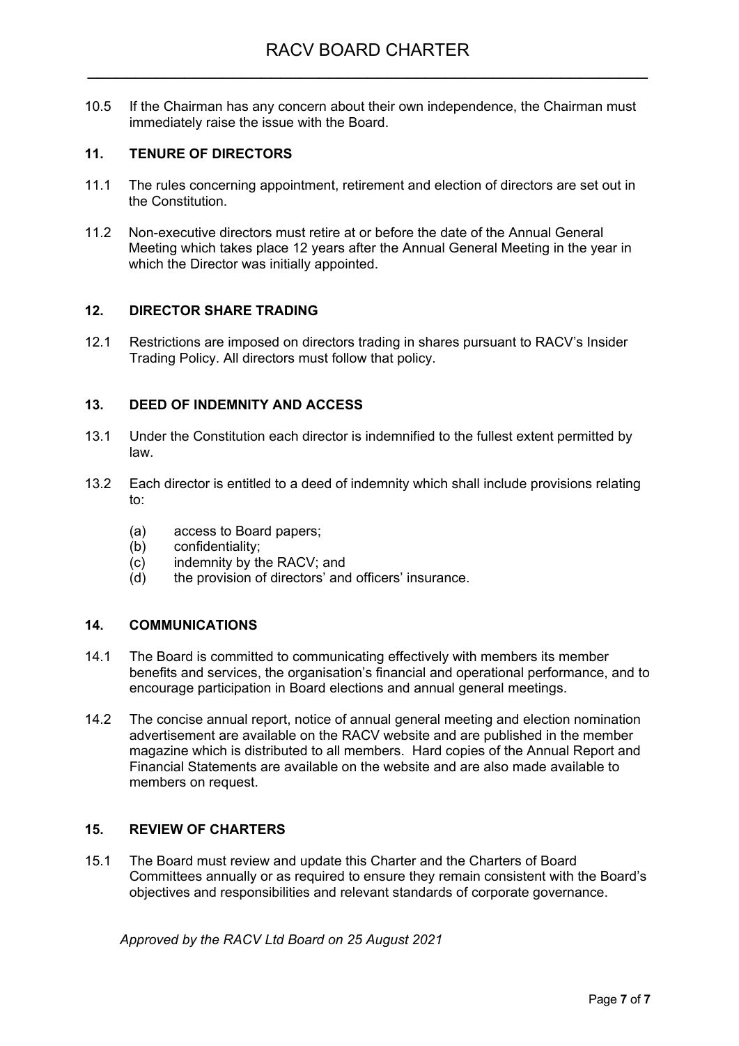10.5 If the Chairman has any concern about their own independence, the Chairman must immediately raise the issue with the Board.

## 11. TENURE OF DIRECTORS

11.1 The rules concerning appointment, retirement and election of directors are set out in the Constitution.

11.2 Non-executive directors must retire at or before the date of the Annual General Meeting which takes place 12 years after the Annual General Meeting in the year in which the Director was initially appointed.

## 12. DIRECTOR SHARE TRADING

12.1 Restrictions are imposed on directors trading in shares pursuant to RACV's Insider Trading Policy. All directors must follow that policy.

## 13. DEED OF INDEMNITY AND ACCESS

13.1 Under the Constitution each director is indemnified to the fullest extent permitted by law.

13.2 Each director is entitled to a deed of indemnity which shall include provisions relating to:

- (a) access to Board papers;
- (b) confidentiality;
- (c) indemnity by the RACV; and
- (d) the provision of directors' and officers' insurance.

## 14. COMMUNICATIONS

14.1 The Board is committed to communicating effectively with members its member benefits and services, the organisation's financial and operational performance, and to encourage participation in Board elections and annual general meetings.

14.2 The concise annual report, notice of annual general meeting and election nomination advertisement are available on the RACV website and are published in the member magazine which is distributed to all members. Hard copies of the Annual Report and Financial Statements are available on the website and are also made available to members on request.

## 15. REVIEW OF CHARTERS

15.1 The Board must review and update this Charter and the Charters of Board Committees annually or as required to ensure they remain consistent with the Board's objectives and responsibilities and relevant standards of corporate governance.

*Approved by the RACV Ltd Board on 25 August 2021*